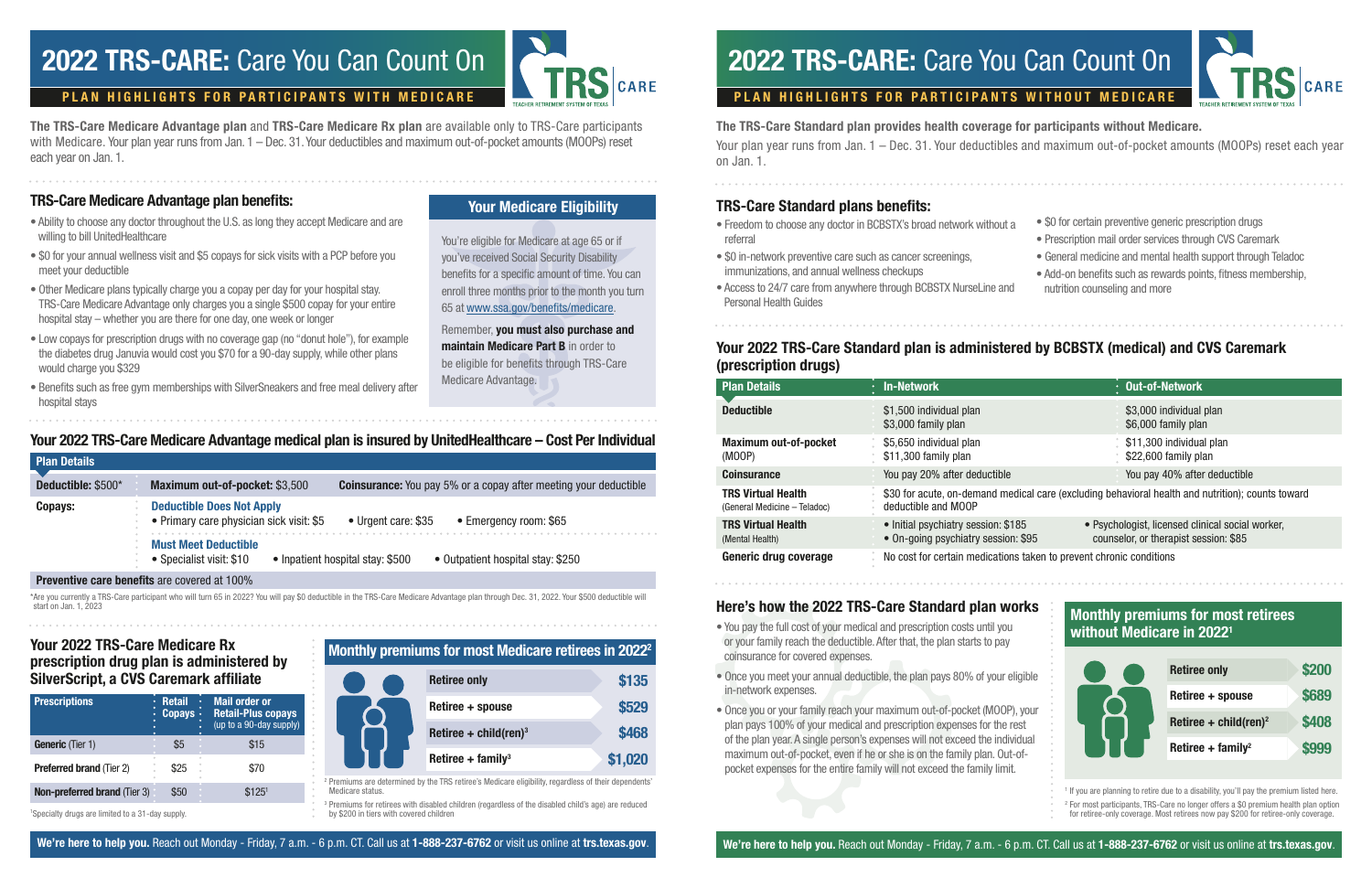# 2022 TRS-CARE: Care You Can Count On

## PLAN HIGHLIGHTS FOR PARTICIPANTS WITH MEDICARE

**The TRS-Care Medicare Advantage plan** and **TRS-Care Medicare Rx plan** are available only to TRS-Care participants with Medicare. Your plan year runs from Jan. 1 – Dec. 31. Your deductibles and maximum out-of-pocket amounts (MOOPs) reset each year on Jan. 1.

### TRS-Care Medicare Advantage plan benefits:

- Ability to choose any doctor throughout the U.S. as long they accept Medicare and are willing to bill UnitedHealthcare
- $0 for your annual wellness visit and $5 copays for sick visits with a PCP before you meet your deductible
- Other Medicare plans typically charge you a copay per day for your hospital stay. TRS-Care Medicare Advantage only charges you a single $500 copay for your entire hospital stay – whether you are there for one day, one week or longer
- Low copays for prescription drugs with no coverage gap (no "donut hole"), for example the diabetes drug Januvia would cost you $70 for a 90-day supply, while other plans would charge you $329
- Benefits such as free gym memberships with SilverSneakers and free meal delivery after hospital stays

### Your Medicare Eligibility

You're eligible for Medicare at age 65 or if you've received Social Security Disability benefits for a specific amount of time. You can enroll three months prior to the month you turn 65 at www.ssa.gov/benefits/medicare.

Remember, **you must also purchase and maintain Medicare Part B** in order to be eligible for benefits through TRS-Care Medicare Advantage.

### Your 2022 TRS-Care Medicare Advantage medical plan is insured by UnitedHealthcare – Cost Per Individual

| Plan Details | | | |
|---|---|---|---|
| **Deductible:** $500* | **Maximum out-of-pocket:** $3,500 | **Coinsurance:** You pay 5% or a copay after meeting your deductible | |
| **Copays:** | **Deductible Does Not Apply** | | |
| | • Primary care physician sick visit: $5 | • Urgent care: $35 | • Emergency room: $65 |
| | **Must Meet Deductible** | | |
| | • Specialist visit: $10 | • Inpatient hospital stay: $500 | • Outpatient hospital stay: $250 |
| **Preventive care benefits** are covered at 100% | | | |

*Are you currently a TRS-Care participant who will turn 65 in 2022? You will pay $0 deductible in the TRS-Care Medicare Advantage plan through Dec. 31, 2022. Your $500 deductible will start on Jan. 1, 2023

### Your 2022 TRS-Care Medicare Rx prescription drug plan is administered by SilverScript, a CVS Caremark affiliate

| Prescriptions | Retail Copays | Mail order or Retail-Plus copays (up to a 90-day supply) |
|---|---|---|
| **Generic** (Tier 1) | $5 | $15 |
| **Preferred brand** (Tier 2) | $25 | $70 |
| **Non-preferred brand** (Tier 3) | $50 | $125[1] |

[1]Specialty drugs are limited to a 31-day supply.

### Monthly premiums for most Medicare retirees in 2022[2]

| | |
|---|---|
| Retiree only | $135 |
| Retiree + spouse | $529 |
| Retiree + child(ren)[3] | $468 |
| Retiree + family[3] | $1,020 |

[2] Premiums are determined by the TRS retiree's Medicare eligibility, regardless of their dependents' Medicare status.

[3] Premiums for retirees with disabled children (regardless of the disabled child's age) are reduced by $200 in tiers with covered children

**We're here to help you.** Reach out Monday - Friday, 7 a.m. - 6 p.m. CT. Call us at **1-888-237-6762** or visit us online at **trs.texas.gov**.

# 2022 TRS-CARE: Care You Can Count On

## PLAN HIGHLIGHTS FOR PARTICIPANTS WITHOUT MEDICARE

**The TRS-Care Standard plan provides health coverage for participants without Medicare.**

Your plan year runs from Jan. 1 – Dec. 31. Your deductibles and maximum out-of-pocket amounts (MOOPs) reset each year on Jan. 1.

### TRS-Care Standard plans benefits:

- Freedom to choose any doctor in BCBSTX's broad network without a referral
- $0 in-network preventive care such as cancer screenings, immunizations, and annual wellness checkups
- Access to 24/7 care from anywhere through BCBSTX NurseLine and Personal Health Guides
- $0 for certain preventive generic prescription drugs
- Prescription mail order services through CVS Caremark
- General medicine and mental health support through Teladoc
- Add-on benefits such as rewards points, fitness membership, nutrition counseling and more

### Your 2022 TRS-Care Standard plan is administered by BCBSTX (medical) and CVS Caremark (prescription drugs)

| Plan Details | In-Network | Out-of-Network |
|---|---|---|
| **Deductible** | $1,500 individual plan<br>$3,000 family plan | $3,000 individual plan<br>$6,000 family plan |
| **Maximum out-of-pocket** (MOOP) | $5,650 individual plan<br>$11,300 family plan | $11,300 individual plan<br>$22,600 family plan |
| **Coinsurance** | You pay 20% after deductible | You pay 40% after deductible |
| **TRS Virtual Health** (General Medicine – Teladoc) | $30 for acute, on-demand medical care (excluding behavioral health and nutrition); counts toward deductible and MOOP | |
| **TRS Virtual Health** (Mental Health) | • Initial psychiatry session: $185<br>• On-going psychiatry session: $95 | • Psychologist, licensed clinical social worker, counselor, or therapist session: $85 |
| **Generic drug coverage** | No cost for certain medications taken to prevent chronic conditions | |

### Here's how the 2022 TRS-Care Standard plan works

- You pay the full cost of your medical and prescription costs until you or your family reach the deductible. After that, the plan starts to pay coinsurance for covered expenses.
- Once you meet your annual deductible, the plan pays 80% of your eligible in-network expenses.
- Once you or your family reach your maximum out-of-pocket (MOOP), your plan pays 100% of your medical and prescription expenses for the rest of the plan year. A single person's expenses will not exceed the individual maximum out-of-pocket, even if he or she is on the family plan. Out-of-pocket expenses for the entire family will not exceed the family limit.

### Monthly premiums for most retirees without Medicare in 2022[1]

| | |
|---|---|
| Retiree only | $200 |
| Retiree + spouse | $689 |
| Retiree + child(ren)[2] | $408 |
| Retiree + family[2] | $999 |

[1] If you are planning to retire due to a disability, you'll pay the premium listed here.

[2] For most participants, TRS-Care no longer offers a $0 premium health plan option for retiree-only coverage. Most retirees now pay $200 for retiree-only coverage.

**We're here to help you.** Reach out Monday - Friday, 7 a.m. - 6 p.m. CT. Call us at **1-888-237-6762** or visit us online at **trs.texas.gov**.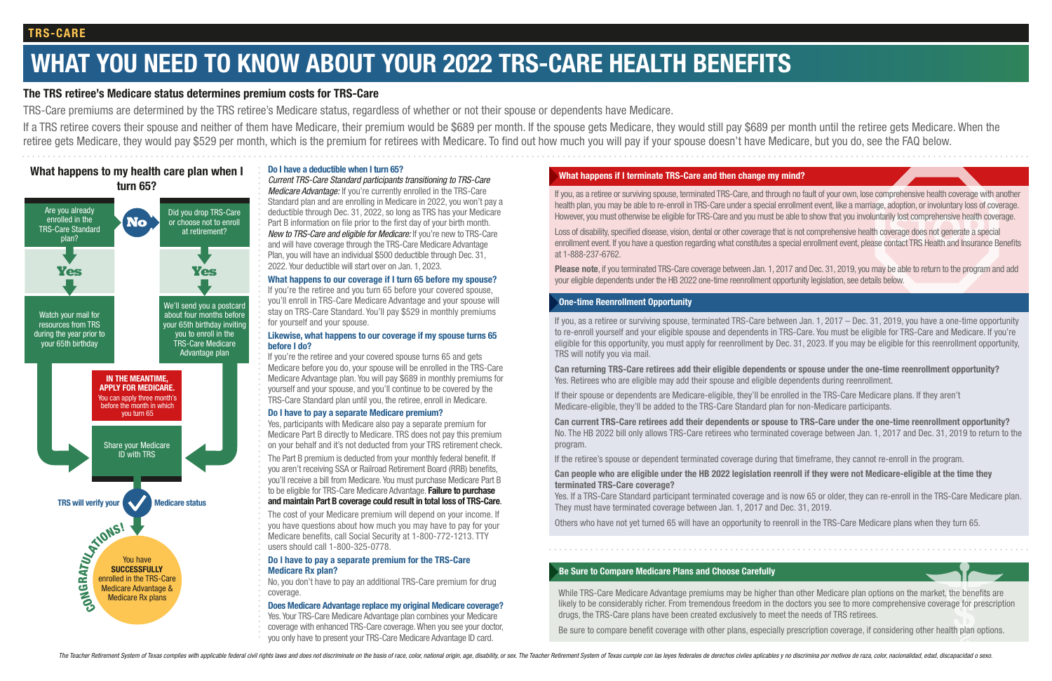TRS-CARE

# WHAT YOU NEED TO KNOW ABOUT YOUR 2022 TRS-CARE HEALTH BENEFITS

### The TRS retiree's Medicare status determines premium costs for TRS-Care

TRS-Care premiums are determined by the TRS retiree's Medicare status, regardless of whether or not their spouse or dependents have Medicare.

If a TRS retiree covers their spouse and neither of them have Medicare, their premium would be $689 per month. If the spouse gets Medicare, they would still pay $689 per month until the retiree gets Medicare. When the retiree gets Medicare, they would pay $529 per month, which is the premium for retirees with Medicare. To find out how much you will pay if your spouse doesn't have Medicare, but you do, see the FAQ below.

## What happens to my health care plan when I turn 65?

Are you already enrolled in the TRS-Care Standard plan?

**Yes** → Watch your mail for resources from TRS during the year prior to your 65th birthday

**No** → Did you drop TRS-Care or choose not to enroll at retirement?

**Yes** → We'll send you a postcard about four months before your 65th birthday inviting you to enroll in the TRS-Care Medicare Advantage plan

**IN THE MEANTIME, APPLY FOR MEDICARE.** You can apply three month's before the month in which you turn 65

Share your Medicare ID with TRS

TRS will verify your Medicare status

CONGRATULATIONS! You have **SUCCESSFULLY** enrolled in the TRS-Care Medicare Advantage & Medicare Rx plans

### Do I have a deductible when I turn 65?

*Current TRS-Care Standard participants transitioning to TRS-Care Medicare Advantage:* If you're currently enrolled in the TRS-Care Standard plan and are enrolling in Medicare in 2022, you won't pay a deductible through Dec. 31, 2022, so long as TRS has your Medicare Part B information on file prior to the first day of your birth month. *New to TRS-Care and eligible for Medicare:* If you're new to TRS-Care and will have coverage through the TRS-Care Medicare Advantage Plan, you will have an individual $500 deductible through Dec. 31, 2022. Your deductible will start over on Jan. 1, 2023.

### What happens to our coverage if I turn 65 before my spouse?

If you're the retiree and you turn 65 before your covered spouse, you'll enroll in TRS-Care Medicare Advantage and your spouse will stay on TRS-Care Standard. You'll pay $529 in monthly premiums for yourself and your spouse.

### Likewise, what happens to our coverage if my spouse turns 65 before I do?

If you're the retiree and your covered spouse turns 65 and gets Medicare before you do, your spouse will be enrolled in the TRS-Care Medicare Advantage plan. You will pay $689 in monthly premiums for yourself and your spouse, and you'll continue to be covered by the TRS-Care Standard plan until you, the retiree, enroll in Medicare.

### Do I have to pay a separate Medicare premium?

Yes, participants with Medicare also pay a separate premium for Medicare Part B directly to Medicare. TRS does not pay this premium on your behalf and it's not deducted from your TRS retirement check.

The Part B premium is deducted from your monthly federal benefit. If you aren't receiving SSA or Railroad Retirement Board (RRB) benefits, you'll receive a bill from Medicare. You must purchase Medicare Part B to be eligible for TRS-Care Medicare Advantage. **Failure to purchase and maintain Part B coverage could result in total loss of TRS-Care.**

The cost of your Medicare premium will depend on your income. If you have questions about how much you may have to pay for your Medicare benefits, call Social Security at 1-800-772-1213. TTY users should call 1-800-325-0778.

### Do I have to pay a separate premium for the TRS-Care Medicare Rx plan?

No, you don't have to pay an additional TRS-Care premium for drug coverage.

### Does Medicare Advantage replace my original Medicare coverage?

Yes. Your TRS-Care Medicare Advantage plan combines your Medicare coverage with enhanced TRS-Care coverage. When you see your doctor, you only have to present your TRS-Care Medicare Advantage ID card.

## What happens if I terminate TRS-Care and then change my mind?

If you, as a retiree or surviving spouse, terminated TRS-Care, and through no fault of your own, lose comprehensive health coverage with another health plan, you may be able to re-enroll in TRS-Care under a special enrollment event, like a marriage, adoption, or involuntary loss of coverage. However, you must otherwise be eligible for TRS-Care and you must be able to show that you involuntarily lost comprehensive health coverage.

Loss of disability, specified disease, vision, dental or other coverage that is not comprehensive health coverage does not generate a special enrollment event. If you have a question regarding what constitutes a special enrollment event, please contact TRS Health and Insurance Benefits at 1-888-237-6762.

**Please note**, if you terminated TRS-Care coverage between Jan. 1, 2017 and Dec. 31, 2019, you may be able to return to the program and add your eligible dependents under the HB 2022 one-time reenrollment opportunity legislation, see details below.

## One-time Reenrollment Opportunity

If you, as a retiree or surviving spouse, terminated TRS-Care between Jan. 1, 2017 – Dec. 31, 2019, you have a one-time opportunity to re-enroll yourself and your eligible spouse and dependents in TRS-Care. You must be eligible for TRS-Care and Medicare. If you're eligible for this opportunity, you must apply for reenrollment by Dec. 31, 2023. If you may be eligible for this reenrollment opportunity, TRS will notify you via mail.

**Can returning TRS-Care retirees add their eligible dependents or spouse under the one-time reenrollment opportunity?**
Yes. Retirees who are eligible may add their spouse and eligible dependents during reenrollment.

If their spouse or dependents are Medicare-eligible, they'll be enrolled in the TRS-Care Medicare plans. If they aren't Medicare-eligible, they'll be added to the TRS-Care Standard plan for non-Medicare participants.

**Can current TRS-Care retirees add their dependents or spouse to TRS-Care under the one-time reenrollment opportunity?**
No. The HB 2022 bill only allows TRS-Care retirees who terminated coverage between Jan. 1, 2017 and Dec. 31, 2019 to return to the program.

If the retiree's spouse or dependent terminated coverage during that timeframe, they cannot re-enroll in the program.

**Can people who are eligible under the HB 2022 legislation reenroll if they were not Medicare-eligible at the time they terminated TRS-Care coverage?**
Yes. If a TRS-Care Standard participant terminated coverage and is now 65 or older, they can re-enroll in the TRS-Care Medicare plan. They must have terminated coverage between Jan. 1, 2017 and Dec. 31, 2019.

Others who have not yet turned 65 will have an opportunity to reenroll in the TRS-Care Medicare plans when they turn 65.

## Be Sure to Compare Medicare Plans and Choose Carefully

While TRS-Care Medicare Advantage premiums may be higher than other Medicare plan options on the market, the benefits are likely to be considerably richer. From tremendous freedom in the doctors you see to more comprehensive coverage for prescription drugs, the TRS-Care plans have been created exclusively to meet the needs of TRS retirees.

Be sure to compare benefit coverage with other plans, especially prescription coverage, if considering other health plan options.

*The Teacher Retirement System of Texas complies with applicable federal civil rights laws and does not discriminate on the basis of race, color, national origin, age, disability, or sex. The Teacher Retirement System of Texas cumple con las leyes federales de derechos civiles aplicables y no discrimina por motivos de raza, color, nacionalidad, edad, discapacidad o sexo.*